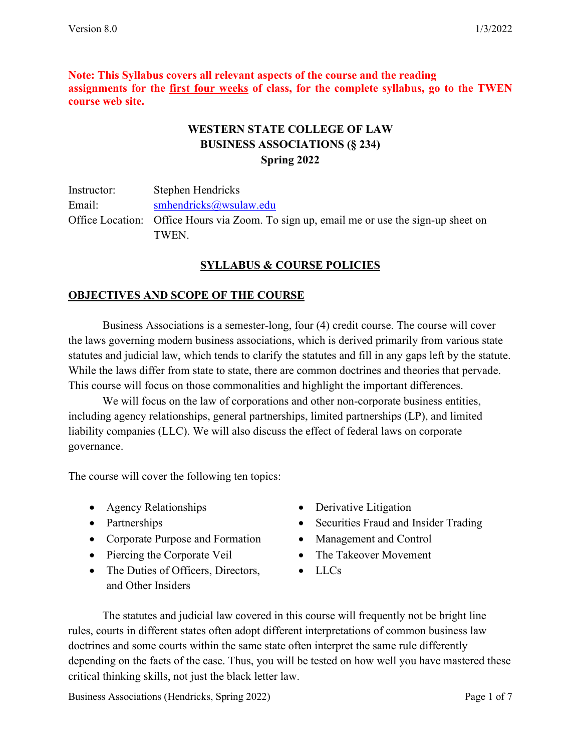**Note: This Syllabus covers all relevant aspects of the course and the reading assignments for the first four weeks of class, for the complete syllabus, go to the TWEN course web site.**

**WESTERN STATE COLLEGE OF LAW**
**BUSINESS ASSOCIATIONS (§ 234)**
**Spring 2022**

Instructor: Stephen Hendricks
Email: smhendricks@wsulaw.edu
Office Location: Office Hours via Zoom. To sign up, email me or use the sign-up sheet on TWEN.

## SYLLABUS & COURSE POLICIES

### OBJECTIVES AND SCOPE OF THE COURSE

Business Associations is a semester-long, four (4) credit course. The course will cover the laws governing modern business associations, which is derived primarily from various state statutes and judicial law, which tends to clarify the statutes and fill in any gaps left by the statute. While the laws differ from state to state, there are common doctrines and theories that pervade. This course will focus on those commonalities and highlight the important differences.

We will focus on the law of corporations and other non-corporate business entities, including agency relationships, general partnerships, limited partnerships (LP), and limited liability companies (LLC). We will also discuss the effect of federal laws on corporate governance.

The course will cover the following ten topics:

- Agency Relationships
- Partnerships
- Corporate Purpose and Formation
- Piercing the Corporate Veil
- The Duties of Officers, Directors, and Other Insiders
- Derivative Litigation
- Securities Fraud and Insider Trading
- Management and Control
- The Takeover Movement
- LLCs

The statutes and judicial law covered in this course will frequently not be bright line rules, courts in different states often adopt different interpretations of common business law doctrines and some courts within the same state often interpret the same rule differently depending on the facts of the case. Thus, you will be tested on how well you have mastered these critical thinking skills, not just the black letter law.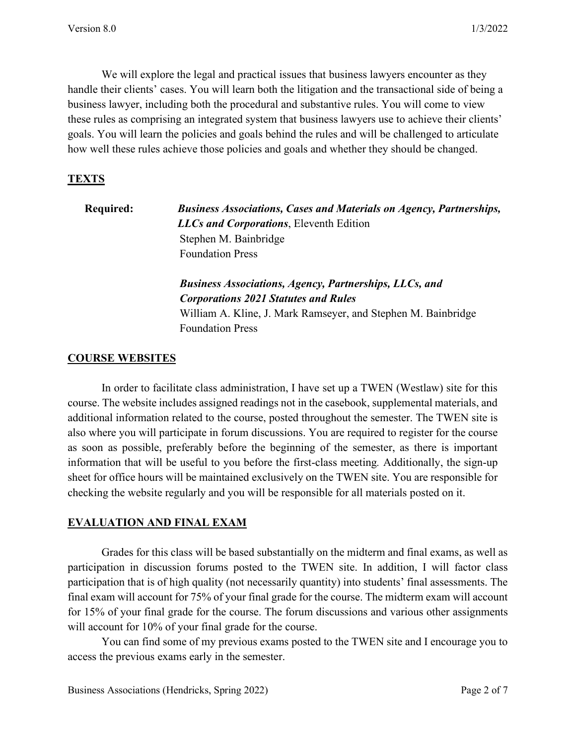We will explore the legal and practical issues that business lawyers encounter as they handle their clients' cases. You will learn both the litigation and the transactional side of being a business lawyer, including both the procedural and substantive rules. You will come to view these rules as comprising an integrated system that business lawyers use to achieve their clients' goals. You will learn the policies and goals behind the rules and will be challenged to articulate how well these rules achieve those policies and goals and whether they should be changed.

## TEXTS

**Required:** ***Business Associations, Cases and Materials on Agency, Partnerships, LLCs and Corporations***, Eleventh Edition
Stephen M. Bainbridge
Foundation Press

***Business Associations, Agency, Partnerships, LLCs, and Corporations 2021 Statutes and Rules***
William A. Kline, J. Mark Ramseyer, and Stephen M. Bainbridge
Foundation Press

## COURSE WEBSITES

In order to facilitate class administration, I have set up a TWEN (Westlaw) site for this course. The website includes assigned readings not in the casebook, supplemental materials, and additional information related to the course, posted throughout the semester. The TWEN site is also where you will participate in forum discussions. You are required to register for the course as soon as possible, preferably before the beginning of the semester, as there is important information that will be useful to you before the first-class meeting. Additionally, the sign-up sheet for office hours will be maintained exclusively on the TWEN site. You are responsible for checking the website regularly and you will be responsible for all materials posted on it.

## EVALUATION AND FINAL EXAM

Grades for this class will be based substantially on the midterm and final exams, as well as participation in discussion forums posted to the TWEN site. In addition, I will factor class participation that is of high quality (not necessarily quantity) into students' final assessments. The final exam will account for 75% of your final grade for the course. The midterm exam will account for 15% of your final grade for the course. The forum discussions and various other assignments will account for 10% of your final grade for the course.

You can find some of my previous exams posted to the TWEN site and I encourage you to access the previous exams early in the semester.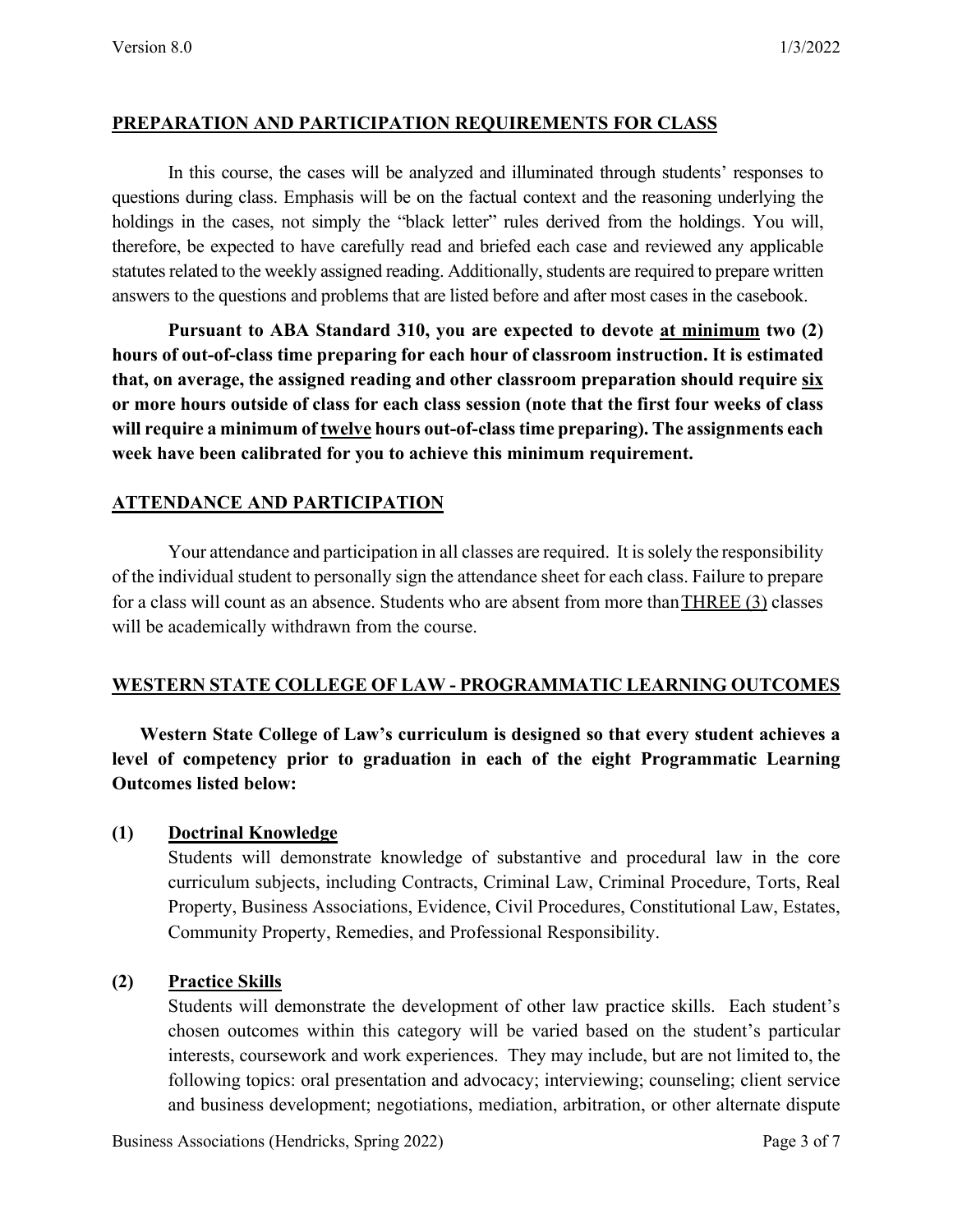## PREPARATION AND PARTICIPATION REQUIREMENTS FOR CLASS

In this course, the cases will be analyzed and illuminated through students' responses to questions during class. Emphasis will be on the factual context and the reasoning underlying the holdings in the cases, not simply the "black letter" rules derived from the holdings. You will, therefore, be expected to have carefully read and briefed each case and reviewed any applicable statutes related to the weekly assigned reading. Additionally, students are required to prepare written answers to the questions and problems that are listed before and after most cases in the casebook.

**Pursuant to ABA Standard 310, you are expected to devote <u>at minimum</u> two (2) hours of out-of-class time preparing for each hour of classroom instruction. It is estimated that, on average, the assigned reading and other classroom preparation should require <u>six</u> or more hours outside of class for each class session (note that the first four weeks of class will require a minimum of <u>twelve</u> hours out-of-class time preparing). The assignments each week have been calibrated for you to achieve this minimum requirement.**

## ATTENDANCE AND PARTICIPATION

Your attendance and participation in all classes are required. It is solely the responsibility of the individual student to personally sign the attendance sheet for each class. Failure to prepare for a class will count as an absence. Students who are absent from more than <u>THREE (3)</u> classes will be academically withdrawn from the course.

## WESTERN STATE COLLEGE OF LAW - PROGRAMMATIC LEARNING OUTCOMES

**Western State College of Law's curriculum is designed so that every student achieves a level of competency prior to graduation in each of the eight Programmatic Learning Outcomes listed below:**

**(1) <u>Doctrinal Knowledge</u>**

Students will demonstrate knowledge of substantive and procedural law in the core curriculum subjects, including Contracts, Criminal Law, Criminal Procedure, Torts, Real Property, Business Associations, Evidence, Civil Procedures, Constitutional Law, Estates, Community Property, Remedies, and Professional Responsibility.

**(2) <u>Practice Skills</u>**

Students will demonstrate the development of other law practice skills. Each student's chosen outcomes within this category will be varied based on the student's particular interests, coursework and work experiences. They may include, but are not limited to, the following topics: oral presentation and advocacy; interviewing; counseling; client service and business development; negotiations, mediation, arbitration, or other alternate dispute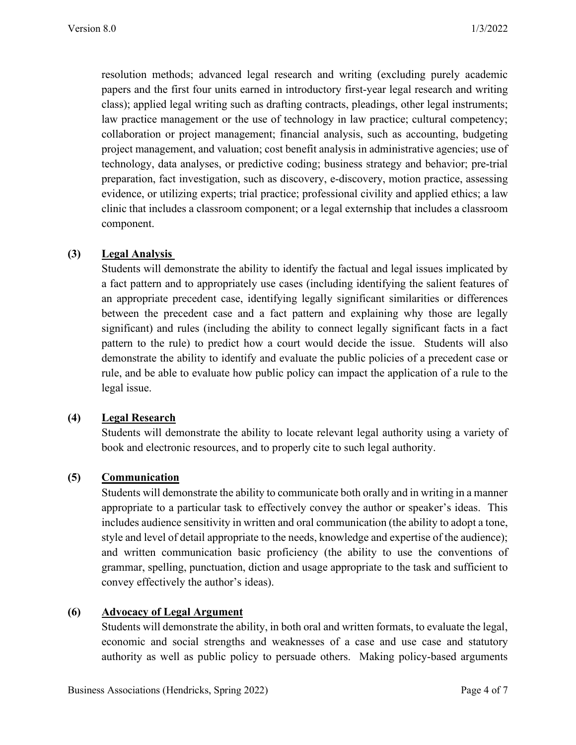resolution methods; advanced legal research and writing (excluding purely academic papers and the first four units earned in introductory first-year legal research and writing class); applied legal writing such as drafting contracts, pleadings, other legal instruments; law practice management or the use of technology in law practice; cultural competency; collaboration or project management; financial analysis, such as accounting, budgeting project management, and valuation; cost benefit analysis in administrative agencies; use of technology, data analyses, or predictive coding; business strategy and behavior; pre-trial preparation, fact investigation, such as discovery, e-discovery, motion practice, assessing evidence, or utilizing experts; trial practice; professional civility and applied ethics; a law clinic that includes a classroom component; or a legal externship that includes a classroom component.

**(3) Legal Analysis**

Students will demonstrate the ability to identify the factual and legal issues implicated by a fact pattern and to appropriately use cases (including identifying the salient features of an appropriate precedent case, identifying legally significant similarities or differences between the precedent case and a fact pattern and explaining why those are legally significant) and rules (including the ability to connect legally significant facts in a fact pattern to the rule) to predict how a court would decide the issue. Students will also demonstrate the ability to identify and evaluate the public policies of a precedent case or rule, and be able to evaluate how public policy can impact the application of a rule to the legal issue.

**(4) Legal Research**

Students will demonstrate the ability to locate relevant legal authority using a variety of book and electronic resources, and to properly cite to such legal authority.

**(5) Communication**

Students will demonstrate the ability to communicate both orally and in writing in a manner appropriate to a particular task to effectively convey the author or speaker's ideas. This includes audience sensitivity in written and oral communication (the ability to adopt a tone, style and level of detail appropriate to the needs, knowledge and expertise of the audience); and written communication basic proficiency (the ability to use the conventions of grammar, spelling, punctuation, diction and usage appropriate to the task and sufficient to convey effectively the author's ideas).

**(6) Advocacy of Legal Argument**

Students will demonstrate the ability, in both oral and written formats, to evaluate the legal, economic and social strengths and weaknesses of a case and use case and statutory authority as well as public policy to persuade others. Making policy-based arguments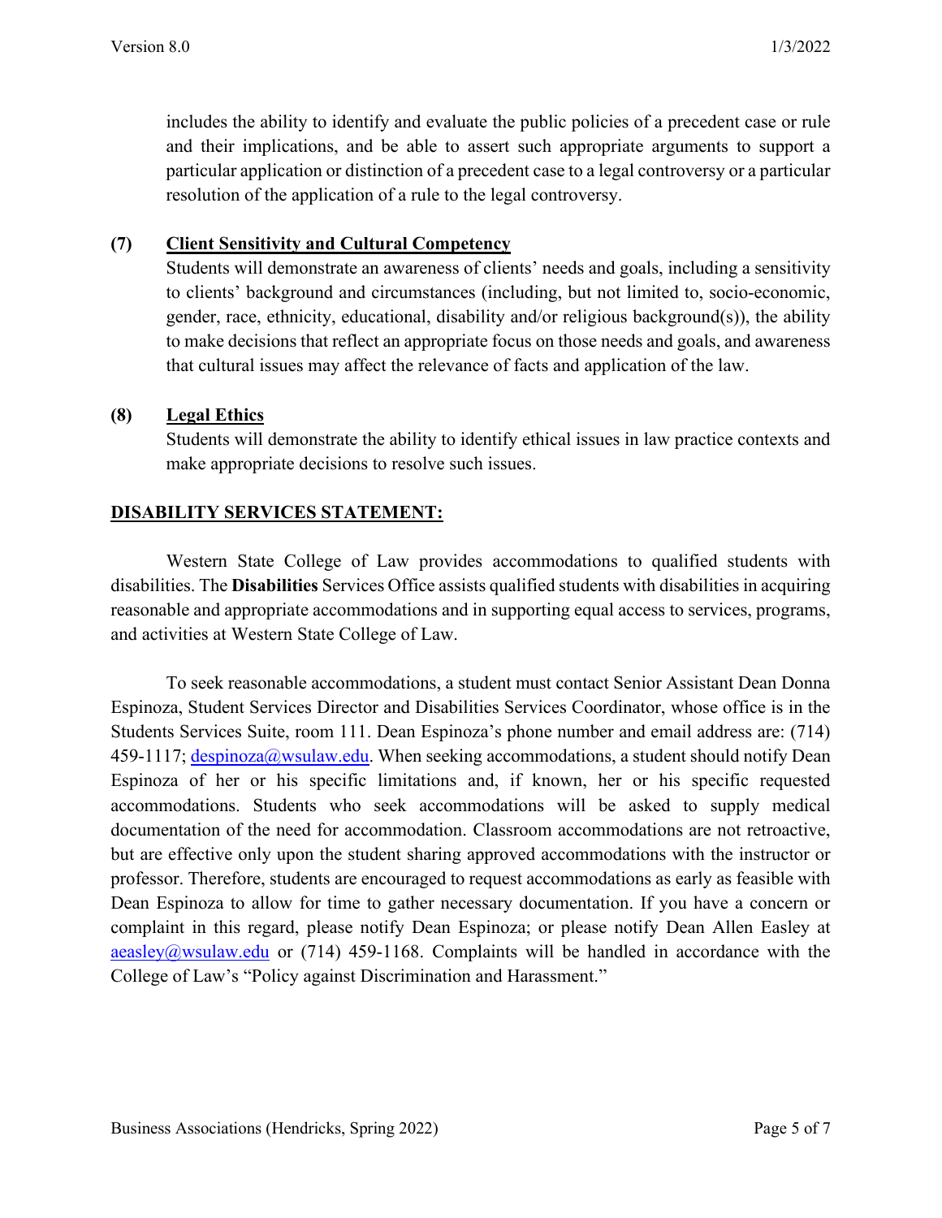includes the ability to identify and evaluate the public policies of a precedent case or rule and their implications, and be able to assert such appropriate arguments to support a particular application or distinction of a precedent case to a legal controversy or a particular resolution of the application of a rule to the legal controversy.

**(7) Client Sensitivity and Cultural Competency**

Students will demonstrate an awareness of clients' needs and goals, including a sensitivity to clients' background and circumstances (including, but not limited to, socio-economic, gender, race, ethnicity, educational, disability and/or religious background(s)), the ability to make decisions that reflect an appropriate focus on those needs and goals, and awareness that cultural issues may affect the relevance of facts and application of the law.

**(8) Legal Ethics**

Students will demonstrate the ability to identify ethical issues in law practice contexts and make appropriate decisions to resolve such issues.

## DISABILITY SERVICES STATEMENT:

Western State College of Law provides accommodations to qualified students with disabilities. The **Disabilities** Services Office assists qualified students with disabilities in acquiring reasonable and appropriate accommodations and in supporting equal access to services, programs, and activities at Western State College of Law.

To seek reasonable accommodations, a student must contact Senior Assistant Dean Donna Espinoza, Student Services Director and Disabilities Services Coordinator, whose office is in the Students Services Suite, room 111. Dean Espinoza's phone number and email address are: (714) 459-1117; despinoza@wsulaw.edu. When seeking accommodations, a student should notify Dean Espinoza of her or his specific limitations and, if known, her or his specific requested accommodations. Students who seek accommodations will be asked to supply medical documentation of the need for accommodation. Classroom accommodations are not retroactive, but are effective only upon the student sharing approved accommodations with the instructor or professor. Therefore, students are encouraged to request accommodations as early as feasible with Dean Espinoza to allow for time to gather necessary documentation. If you have a concern or complaint in this regard, please notify Dean Espinoza; or please notify Dean Allen Easley at aeasley@wsulaw.edu or (714) 459-1168. Complaints will be handled in accordance with the College of Law's "Policy against Discrimination and Harassment."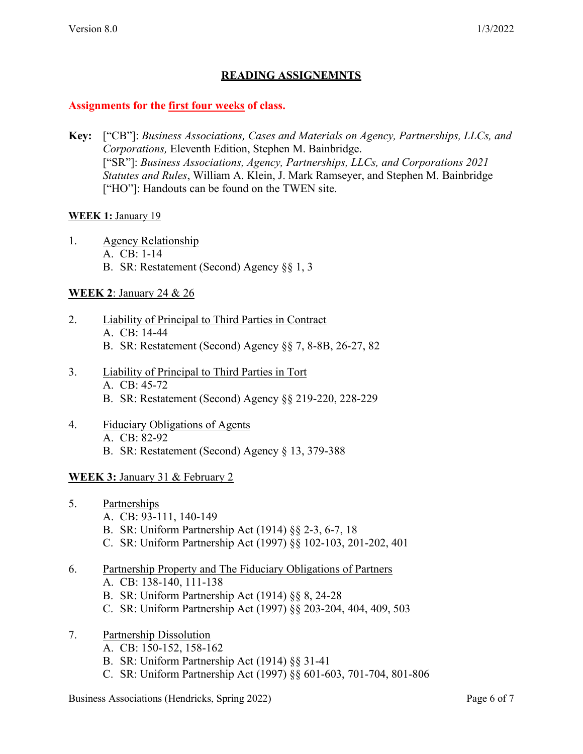## READING ASSIGNEMNTS

**Assignments for the first four weeks of class.**

**Key:** ["CB"]: *Business Associations, Cases and Materials on Agency, Partnerships, LLCs, and Corporations,* Eleventh Edition, Stephen M. Bainbridge.
["SR"]: *Business Associations, Agency, Partnerships, LLCs, and Corporations 2021 Statutes and Rules*, William A. Klein, J. Mark Ramseyer, and Stephen M. Bainbridge
["HO"]: Handouts can be found on the TWEN site.

**WEEK 1:** January 19

1. Agency Relationship
   - A. CB: 1-14
   - B. SR: Restatement (Second) Agency §§ 1, 3

**WEEK 2**: January 24 & 26

2. Liability of Principal to Third Parties in Contract
   - A. CB: 14-44
   - B. SR: Restatement (Second) Agency §§ 7, 8-8B, 26-27, 82

3. Liability of Principal to Third Parties in Tort
   - A. CB: 45-72
   - B. SR: Restatement (Second) Agency §§ 219-220, 228-229

4. Fiduciary Obligations of Agents
   - A. CB: 82-92
   - B. SR: Restatement (Second) Agency § 13, 379-388

**WEEK 3:** January 31 & February 2

5. Partnerships
   - A. CB: 93-111, 140-149
   - B. SR: Uniform Partnership Act (1914) §§ 2-3, 6-7, 18
   - C. SR: Uniform Partnership Act (1997) §§ 102-103, 201-202, 401

6. Partnership Property and The Fiduciary Obligations of Partners
   - A. CB: 138-140, 111-138
   - B. SR: Uniform Partnership Act (1914) §§ 8, 24-28
   - C. SR: Uniform Partnership Act (1997) §§ 203-204, 404, 409, 503

7. Partnership Dissolution
   - A. CB: 150-152, 158-162
   - B. SR: Uniform Partnership Act (1914) §§ 31-41
   - C. SR: Uniform Partnership Act (1997) §§ 601-603, 701-704, 801-806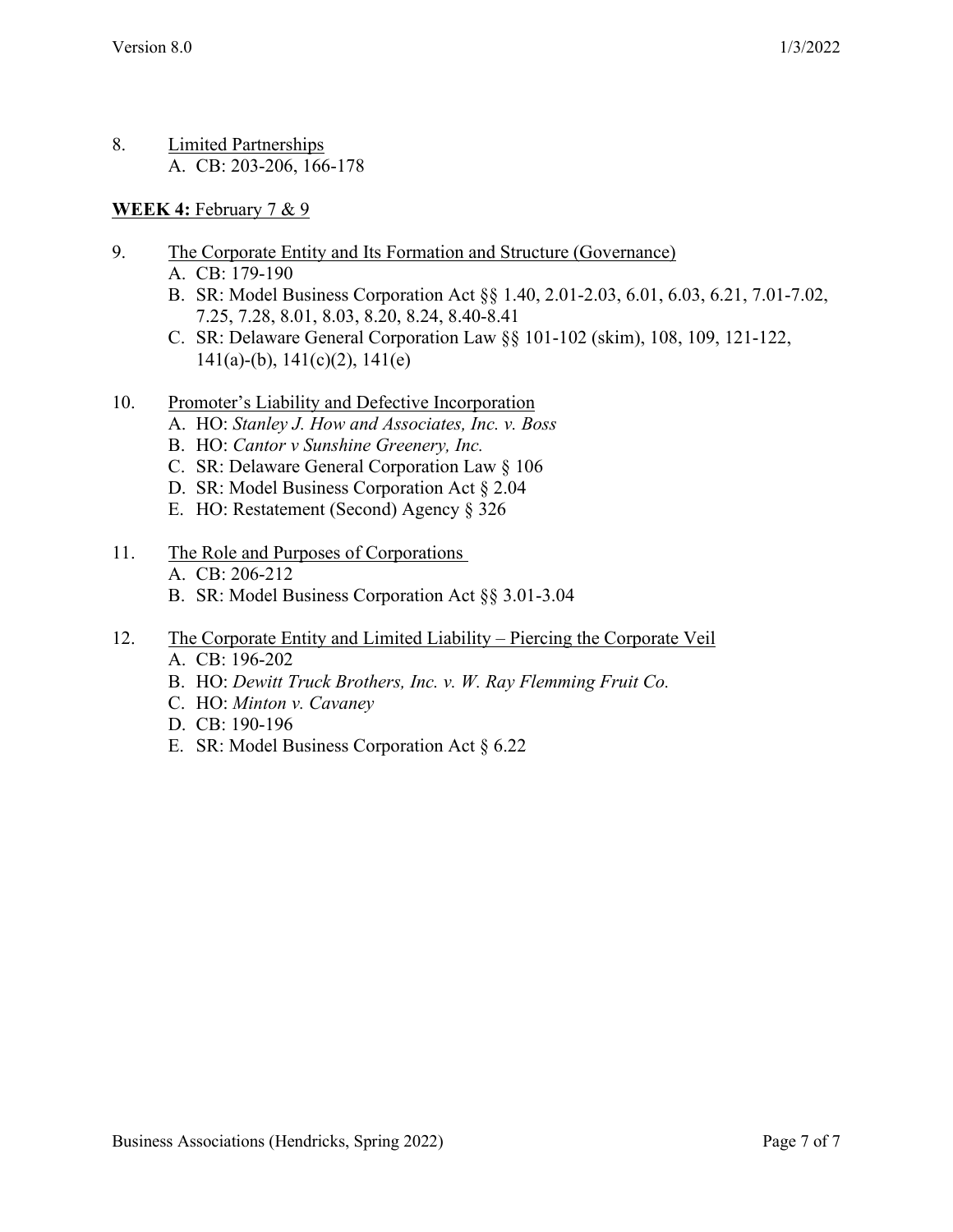8. <u>Limited Partnerships</u>
   A. CB: 203-206, 166-178

**<u>WEEK 4:</u>** <u>February 7 & 9</u>

9. <u>The Corporate Entity and Its Formation and Structure (Governance)</u>
   A. CB: 179-190
   B. SR: Model Business Corporation Act §§ 1.40, 2.01-2.03, 6.01, 6.03, 6.21, 7.01-7.02, 7.25, 7.28, 8.01, 8.03, 8.20, 8.24, 8.40-8.41
   C. SR: Delaware General Corporation Law §§ 101-102 (skim), 108, 109, 121-122, 141(a)-(b), 141(c)(2), 141(e)

10. <u>Promoter's Liability and Defective Incorporation</u>
    A. HO: *Stanley J. How and Associates, Inc. v. Boss*
    B. HO: *Cantor v Sunshine Greenery, Inc.*
    C. SR: Delaware General Corporation Law § 106
    D. SR: Model Business Corporation Act § 2.04
    E. HO: Restatement (Second) Agency § 326

11. <u>The Role and Purposes of Corporations</u>
    A. CB: 206-212
    B. SR: Model Business Corporation Act §§ 3.01-3.04

12. <u>The Corporate Entity and Limited Liability – Piercing the Corporate Veil</u>
    A. CB: 196-202
    B. HO: *Dewitt Truck Brothers, Inc. v. W. Ray Flemming Fruit Co.*
    C. HO: *Minton v. Cavaney*
    D. CB: 190-196
    E. SR: Model Business Corporation Act § 6.22